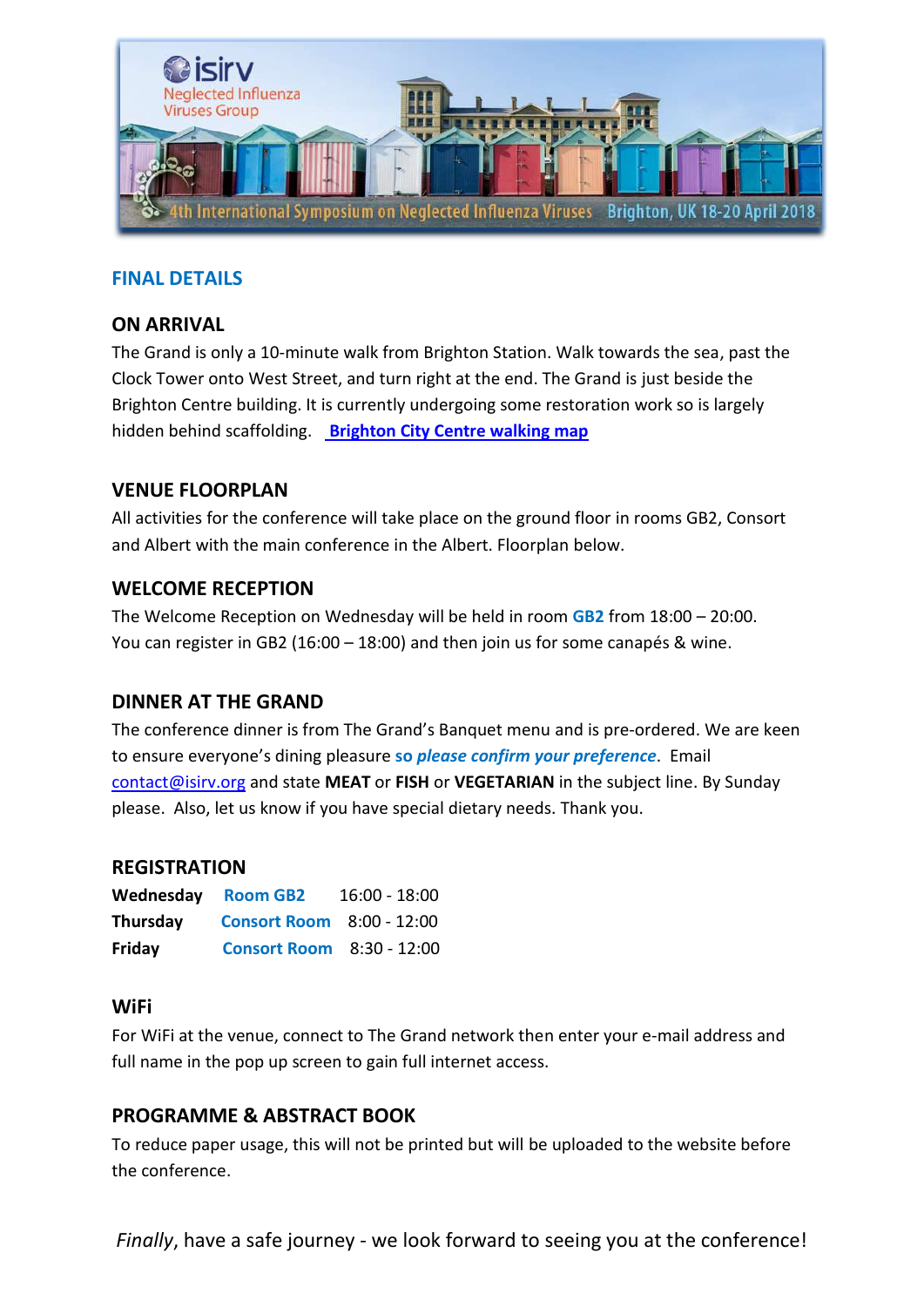isirv
Neglected Influenza Viruses Group

4th International Symposium on Neglected Influenza Viruses Brighton, UK 18-20 April 2018

## FINAL DETAILS

### ON ARRIVAL

The Grand is only a 10-minute walk from Brighton Station. Walk towards the sea, past the Clock Tower onto West Street, and turn right at the end. The Grand is just beside the Brighton Centre building. It is currently undergoing some restoration work so is largely hidden behind scaffolding. **Brighton City Centre walking map**

### VENUE FLOORPLAN

All activities for the conference will take place on the ground floor in rooms GB2, Consort and Albert with the main conference in the Albert. Floorplan below.

### WELCOME RECEPTION

The Welcome Reception on Wednesday will be held in room **GB2** from 18:00 – 20:00. You can register in GB2 (16:00 – 18:00) and then join us for some canapés & wine.

### DINNER AT THE GRAND

The conference dinner is from The Grand's Banquet menu and is pre-ordered. We are keen to ensure everyone's dining pleasure **so *please confirm your preference***. Email contact@isirv.org and state **MEAT** or **FISH** or **VEGETARIAN** in the subject line. By Sunday please. Also, let us know if you have special dietary needs. Thank you.

### REGISTRATION

| | | |
|---|---|---|
| **Wednesday** | **Room GB2** | 16:00 - 18:00 |
| **Thursday** | **Consort Room** | 8:00 - 12:00 |
| **Friday** | **Consort Room** | 8:30 - 12:00 |

### WiFi

For WiFi at the venue, connect to The Grand network then enter your e-mail address and full name in the pop up screen to gain full internet access.

### PROGRAMME & ABSTRACT BOOK

To reduce paper usage, this will not be printed but will be uploaded to the website before the conference.

*Finally*, have a safe journey - we look forward to seeing you at the conference!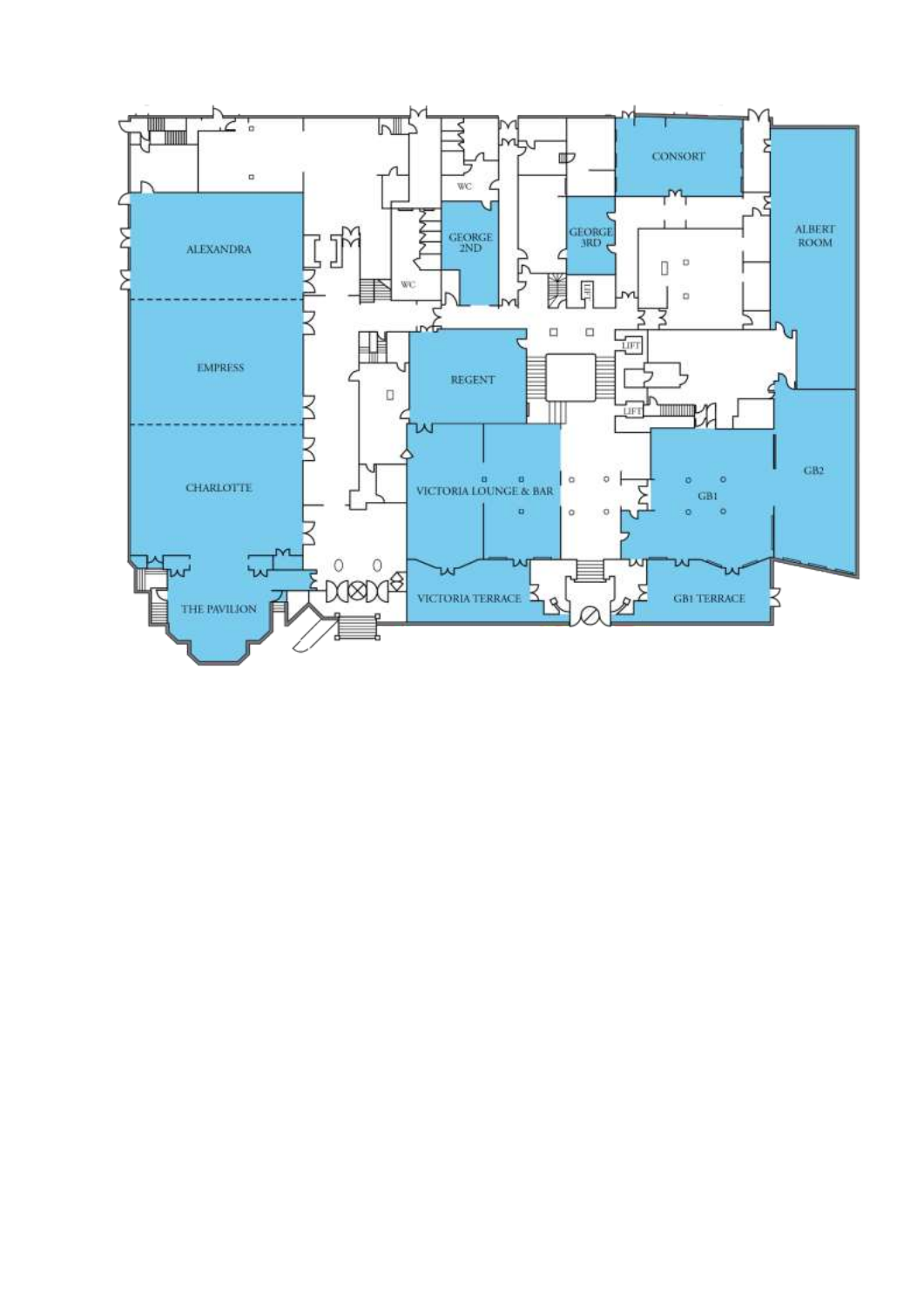CONSORT

ALBERT ROOM

GEORGE 2ND

GEORGE 3RD

WC

WC

ALEXANDRA

EMPRESS

CHARLOTTE

REGENT

LIFT

LIFT

VICTORIA LOUNGE & BAR

GB1

GB2

THE PAVILION

VICTORIA TERRACE

GB1 TERRACE